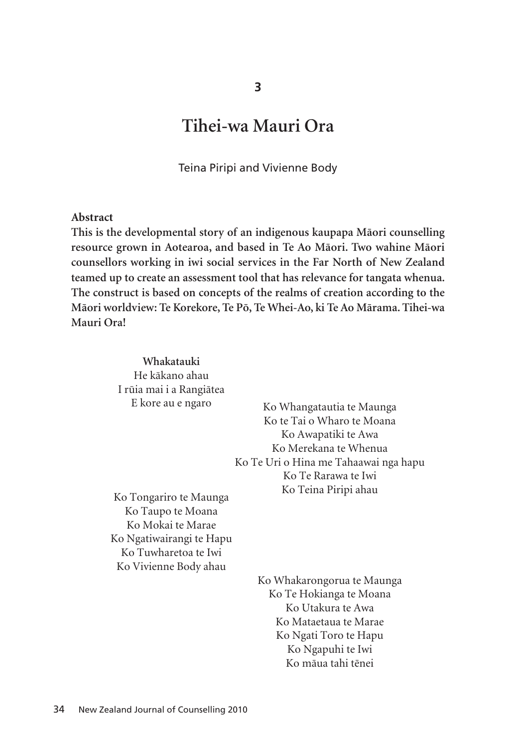# 3

# Tihei-wa Mauri Ora

Teina Piripi and Vivienne Body

**Abstract**

**This is the developmental story of an indigenous kaupapa Māori counselling resource grown in Aotearoa, and based in Te Ao Māori. Two wahine Māori counsellors working in iwi social services in the Far North of New Zealand teamed up to create an assessment tool that has relevance for tangata whenua. The construct is based on concepts of the realms of creation according to the Māori worldview: Te Korekore, Te Pō, Te Whei-Ao, ki Te Ao Mārama. Tihei-wa Mauri Ora!**

**Whakatauki**
He kākano ahau
I rūia mai i a Rangiātea
E kore au e ngaro

Ko Whangatautia te Maunga
Ko te Tai o Wharo te Moana
Ko Awapatiki te Awa
Ko Merekana te Whenua
Ko Te Uri o Hina me Tahaawai nga hapu
Ko Te Rarawa te Iwi
Ko Teina Piripi ahau

Ko Tongariro te Maunga
Ko Taupo te Moana
Ko Mokai te Marae
Ko Ngatiwairangi te Hapu
Ko Tuwharetoa te Iwi
Ko Vivienne Body ahau

Ko Whakarongorua te Maunga
Ko Te Hokianga te Moana
Ko Utakura te Awa
Ko Mataetaua te Marae
Ko Ngati Toro te Hapu
Ko Ngapuhi te Iwi
Ko māua tahi tēnei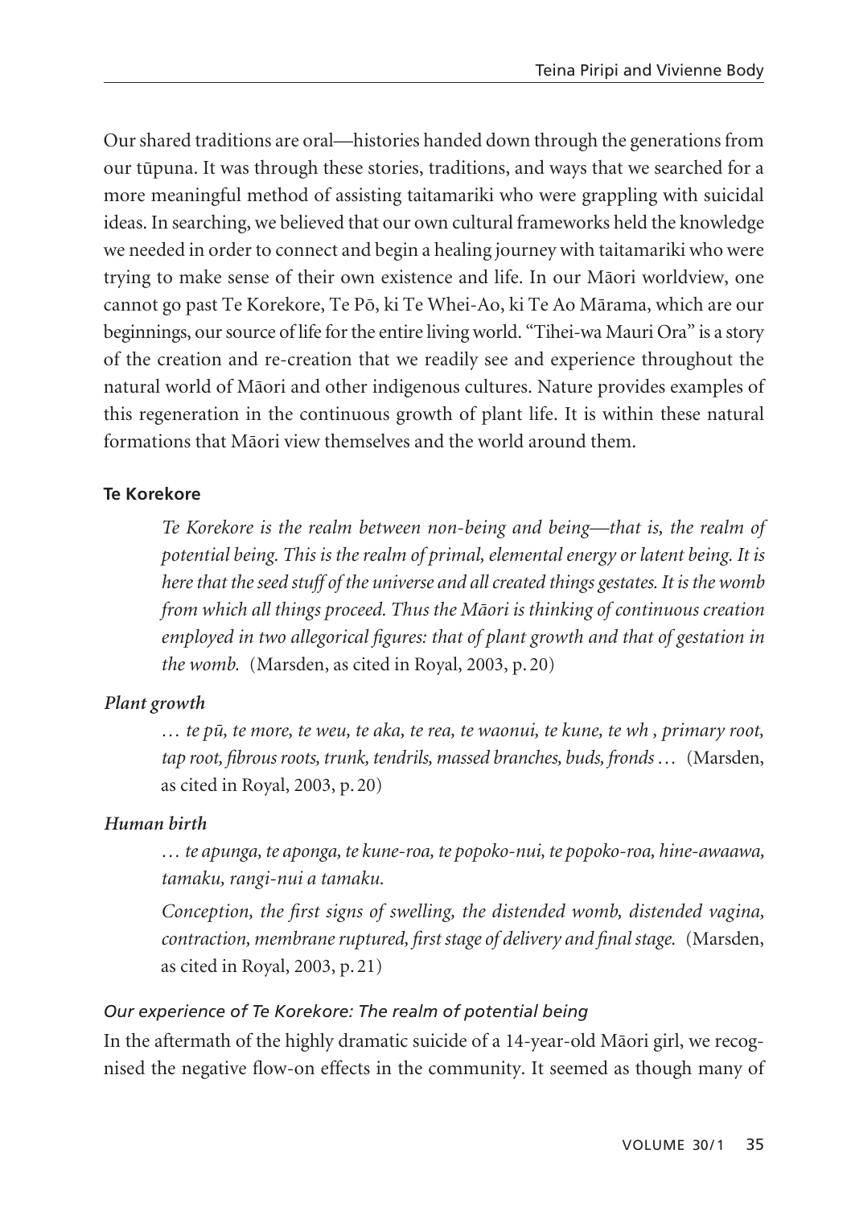Our shared traditions are oral—histories handed down through the generations from our tūpuna. It was through these stories, traditions, and ways that we searched for a more meaningful method of assisting taitamariki who were grappling with suicidal ideas. In searching, we believed that our own cultural frameworks held the knowledge we needed in order to connect and begin a healing journey with taitamariki who were trying to make sense of their own existence and life. In our Māori worldview, one cannot go past Te Korekore, Te Pō, ki Te Whei-Ao, ki Te Ao Mārama, which are our beginnings, our source of life for the entire living world. "Tihei-wa Mauri Ora" is a story of the creation and re-creation that we readily see and experience throughout the natural world of Māori and other indigenous cultures. Nature provides examples of this regeneration in the continuous growth of plant life. It is within these natural formations that Māori view themselves and the world around them.

#### Te Korekore

> *Te Korekore is the realm between non-being and being—that is, the realm of potential being. This is the realm of primal, elemental energy or latent being. It is here that the seed stuff of the universe and all created things gestates. It is the womb from which all things proceed. Thus the Māori is thinking of continuous creation employed in two allegorical figures: that of plant growth and that of gestation in the womb.* (Marsden, as cited in Royal, 2003, p. 20)

#### *Plant growth*

> *… te pū, te more, te weu, te aka, te rea, te waonui, te kune, te wh , primary root, tap root, fibrous roots, trunk, tendrils, massed branches, buds, fronds …* (Marsden, as cited in Royal, 2003, p. 20)

#### *Human birth*

> *… te apunga, te aponga, te kune-roa, te popoko-nui, te popoko-roa, hine-awaawa, tamaku, rangi-nui a tamaku.*
>
> *Conception, the first signs of swelling, the distended womb, distended vagina, contraction, membrane ruptured, first stage of delivery and final stage.* (Marsden, as cited in Royal, 2003, p. 21)

##### *Our experience of Te Korekore: The realm of potential being*

In the aftermath of the highly dramatic suicide of a 14-year-old Māori girl, we recognised the negative flow-on effects in the community. It seemed as though many of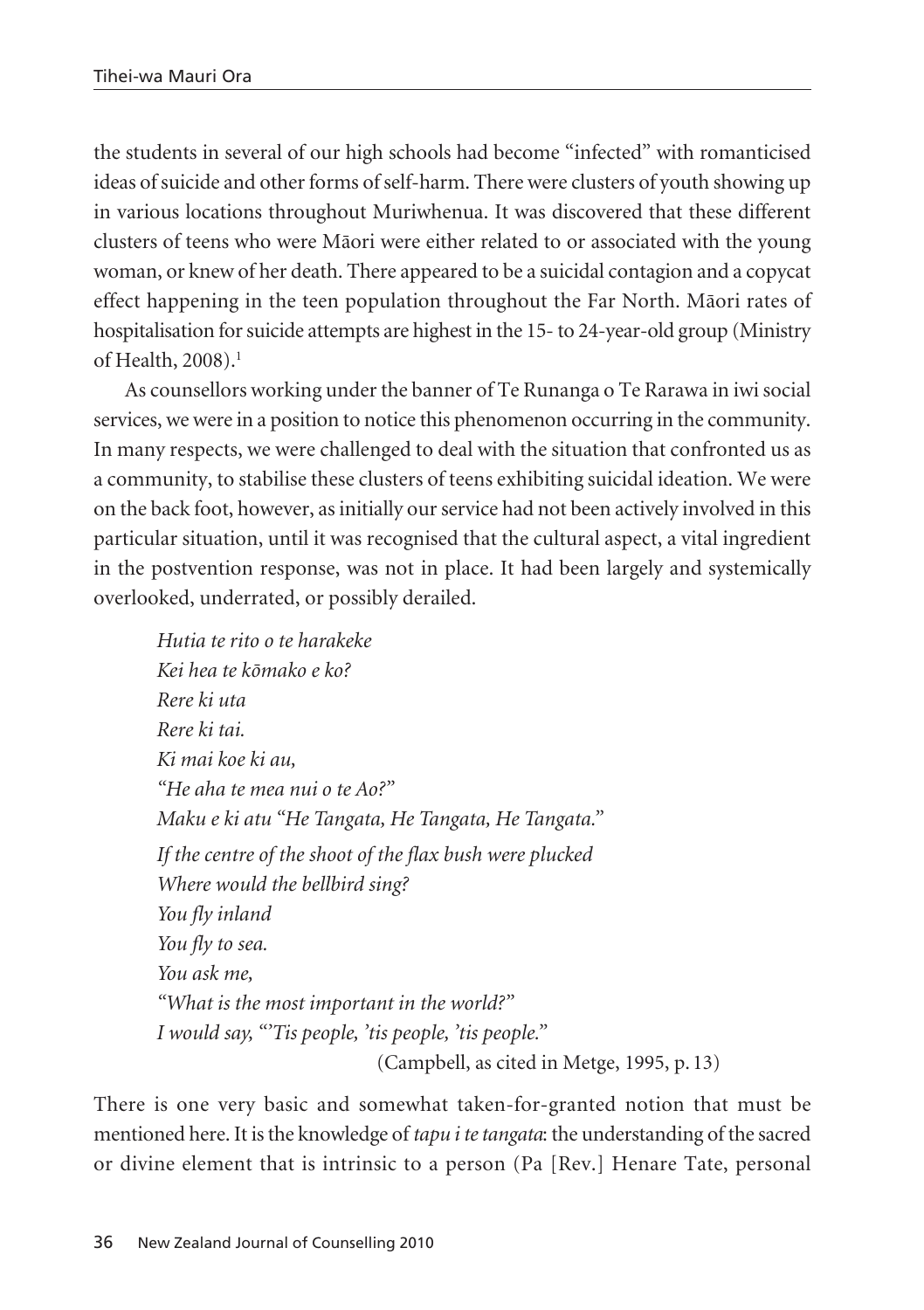the students in several of our high schools had become "infected" with romanticised ideas of suicide and other forms of self-harm. There were clusters of youth showing up in various locations throughout Muriwhenua. It was discovered that these different clusters of teens who were Māori were either related to or associated with the young woman, or knew of her death. There appeared to be a suicidal contagion and a copycat effect happening in the teen population throughout the Far North. Māori rates of hospitalisation for suicide attempts are highest in the 15- to 24-year-old group (Ministry of Health, 2008).[1]

As counsellors working under the banner of Te Runanga o Te Rarawa in iwi social services, we were in a position to notice this phenomenon occurring in the community. In many respects, we were challenged to deal with the situation that confronted us as a community, to stabilise these clusters of teens exhibiting suicidal ideation. We were on the back foot, however, as initially our service had not been actively involved in this particular situation, until it was recognised that the cultural aspect, a vital ingredient in the postvention response, was not in place. It had been largely and systemically overlooked, underrated, or possibly derailed.

> *Hutia te rito o te harakeke*
> *Kei hea te kōmako e ko?*
> *Rere ki uta*
> *Rere ki tai.*
> *Ki mai koe ki au,*
> *"He aha te mea nui o te Ao?"*
> *Maku e ki atu "He Tangata, He Tangata, He Tangata."*
> *If the centre of the shoot of the flax bush were plucked*
> *Where would the bellbird sing?*
> *You fly inland*
> *You fly to sea.*
> *You ask me,*
> *"What is the most important in the world?"*
> *I would say, "'Tis people, 'tis people, 'tis people."*
> (Campbell, as cited in Metge, 1995, p. 13)

There is one very basic and somewhat taken-for-granted notion that must be mentioned here. It is the knowledge of *tapu i te tangata*: the understanding of the sacred or divine element that is intrinsic to a person (Pa [Rev.] Henare Tate, personal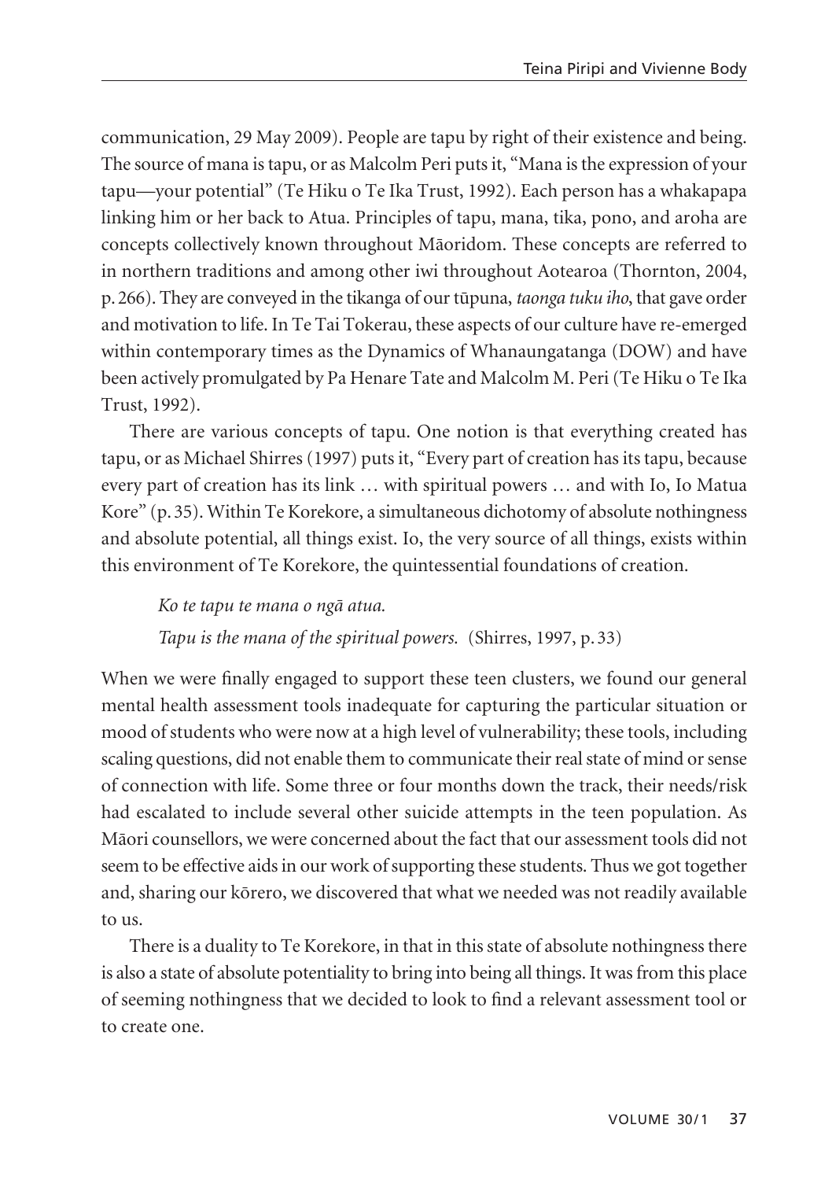communication, 29 May 2009). People are tapu by right of their existence and being. The source of mana is tapu, or as Malcolm Peri puts it, "Mana is the expression of your tapu—your potential" (Te Hiku o Te Ika Trust, 1992). Each person has a whakapapa linking him or her back to Atua. Principles of tapu, mana, tika, pono, and aroha are concepts collectively known throughout Māoridom. These concepts are referred to in northern traditions and among other iwi throughout Aotearoa (Thornton, 2004, p. 266). They are conveyed in the tikanga of our tūpuna, *taonga tuku iho*, that gave order and motivation to life. In Te Tai Tokerau, these aspects of our culture have re-emerged within contemporary times as the Dynamics of Whanaungatanga (DOW) and have been actively promulgated by Pa Henare Tate and Malcolm M. Peri (Te Hiku o Te Ika Trust, 1992).

There are various concepts of tapu. One notion is that everything created has tapu, or as Michael Shirres (1997) puts it, "Every part of creation has its tapu, because every part of creation has its link … with spiritual powers … and with Io, Io Matua Kore" (p. 35). Within Te Korekore, a simultaneous dichotomy of absolute nothingness and absolute potential, all things exist. Io, the very source of all things, exists within this environment of Te Korekore, the quintessential foundations of creation.

> *Ko te tapu te mana o ngā atua.*
>
> *Tapu is the mana of the spiritual powers.* (Shirres, 1997, p. 33)

When we were finally engaged to support these teen clusters, we found our general mental health assessment tools inadequate for capturing the particular situation or mood of students who were now at a high level of vulnerability; these tools, including scaling questions, did not enable them to communicate their real state of mind or sense of connection with life. Some three or four months down the track, their needs/risk had escalated to include several other suicide attempts in the teen population. As Māori counsellors, we were concerned about the fact that our assessment tools did not seem to be effective aids in our work of supporting these students. Thus we got together and, sharing our kōrero, we discovered that what we needed was not readily available to us.

There is a duality to Te Korekore, in that in this state of absolute nothingness there is also a state of absolute potentiality to bring into being all things. It was from this place of seeming nothingness that we decided to look to find a relevant assessment tool or to create one.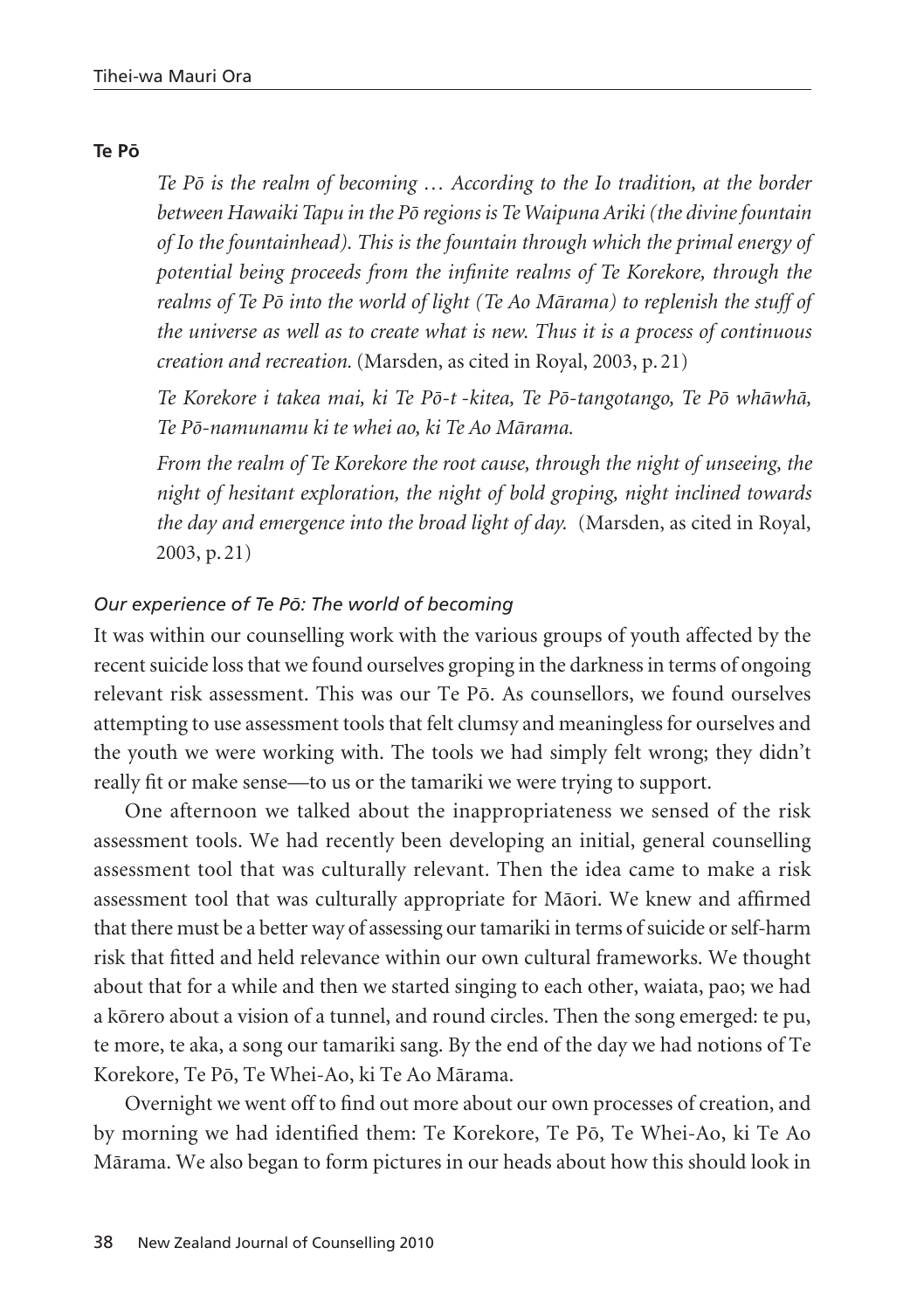### Te Pō

> *Te Pō is the realm of becoming … According to the Io tradition, at the border between Hawaiki Tapu in the Pō regions is Te Waipuna Ariki (the divine fountain of Io the fountainhead). This is the fountain through which the primal energy of potential being proceeds from the infinite realms of Te Korekore, through the realms of Te Pō into the world of light (Te Ao Mārama) to replenish the stuff of the universe as well as to create what is new. Thus it is a process of continuous creation and recreation.* (Marsden, as cited in Royal, 2003, p. 21)
>
> *Te Korekore i takea mai, ki Te Pō-t -kitea, Te Pō-tangotango, Te Pō whāwhā, Te Pō-namunamu ki te whei ao, ki Te Ao Mārama.*
>
> *From the realm of Te Korekore the root cause, through the night of unseeing, the night of hesitant exploration, the night of bold groping, night inclined towards the day and emergence into the broad light of day.* (Marsden, as cited in Royal, 2003, p. 21)

#### *Our experience of Te Pō: The world of becoming*

It was within our counselling work with the various groups of youth affected by the recent suicide loss that we found ourselves groping in the darkness in terms of ongoing relevant risk assessment. This was our Te Pō. As counsellors, we found ourselves attempting to use assessment tools that felt clumsy and meaningless for ourselves and the youth we were working with. The tools we had simply felt wrong; they didn't really fit or make sense—to us or the tamariki we were trying to support.

One afternoon we talked about the inappropriateness we sensed of the risk assessment tools. We had recently been developing an initial, general counselling assessment tool that was culturally relevant. Then the idea came to make a risk assessment tool that was culturally appropriate for Māori. We knew and affirmed that there must be a better way of assessing our tamariki in terms of suicide or self-harm risk that fitted and held relevance within our own cultural frameworks. We thought about that for a while and then we started singing to each other, waiata, pao; we had a kōrero about a vision of a tunnel, and round circles. Then the song emerged: te pu, te more, te aka, a song our tamariki sang. By the end of the day we had notions of Te Korekore, Te Pō, Te Whei-Ao, ki Te Ao Mārama.

Overnight we went off to find out more about our own processes of creation, and by morning we had identified them: Te Korekore, Te Pō, Te Whei-Ao, ki Te Ao Mārama. We also began to form pictures in our heads about how this should look in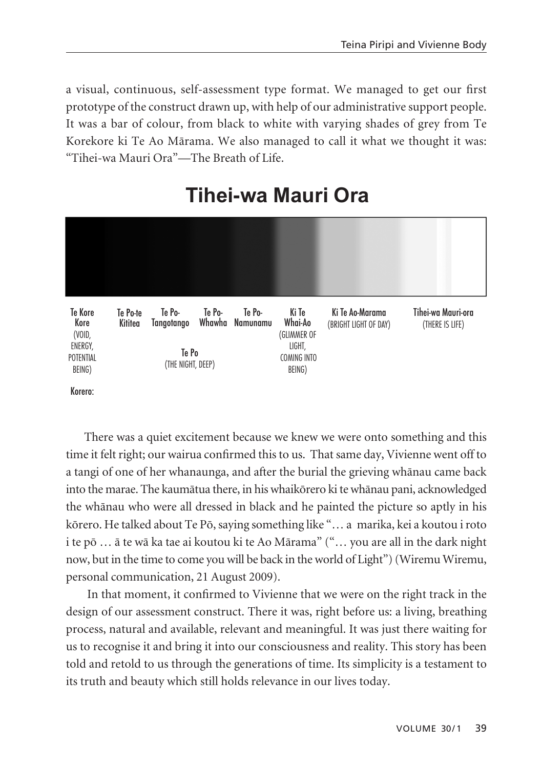a visual, continuous, self-assessment type format. We managed to get our first prototype of the construct drawn up, with help of our administrative support people. It was a bar of colour, from black to white with varying shades of grey from Te Korekore ki Te Ao Mārama. We also managed to call it what we thought it was: "Tihei-wa Mauri Ora"—The Breath of Life.

## Tihei-wa Mauri Ora

| Te Kore Kore (VOID, ENERGY, POTENTIAL BEING) | Te Po-te Kititea | Te Po-Tangotango | Te Po-Whawha | Te Po-Namunamu | Ki Te Whai-Ao (GLIMMER OF LIGHT, COMING INTO BEING) | Ki Te Ao-Marama (BRIGHT LIGHT OF DAY) | Tihei-wa Mauri-ora (THERE IS LIFE) |
|---|---|---|---|---|---|---|---|
| | Te Po (THE NIGHT, DEEP) | | | | | | |

Korero:

There was a quiet excitement because we knew we were onto something and this time it felt right; our wairua confirmed this to us. That same day, Vivienne went off to a tangi of one of her whanaunga, and after the burial the grieving whānau came back into the marae. The kaumātua there, in his whaikōrero ki te whānau pani, acknowledged the whānau who were all dressed in black and he painted the picture so aptly in his kōrero. He talked about Te Pō, saying something like "… a marika, kei a koutou i roto i te pō … ā te wā ka tae ai koutou ki te Ao Mārama" ("… you are all in the dark night now, but in the time to come you will be back in the world of Light") (Wiremu Wiremu, personal communication, 21 August 2009).

In that moment, it confirmed to Vivienne that we were on the right track in the design of our assessment construct. There it was, right before us: a living, breathing process, natural and available, relevant and meaningful. It was just there waiting for us to recognise it and bring it into our consciousness and reality. This story has been told and retold to us through the generations of time. Its simplicity is a testament to its truth and beauty which still holds relevance in our lives today.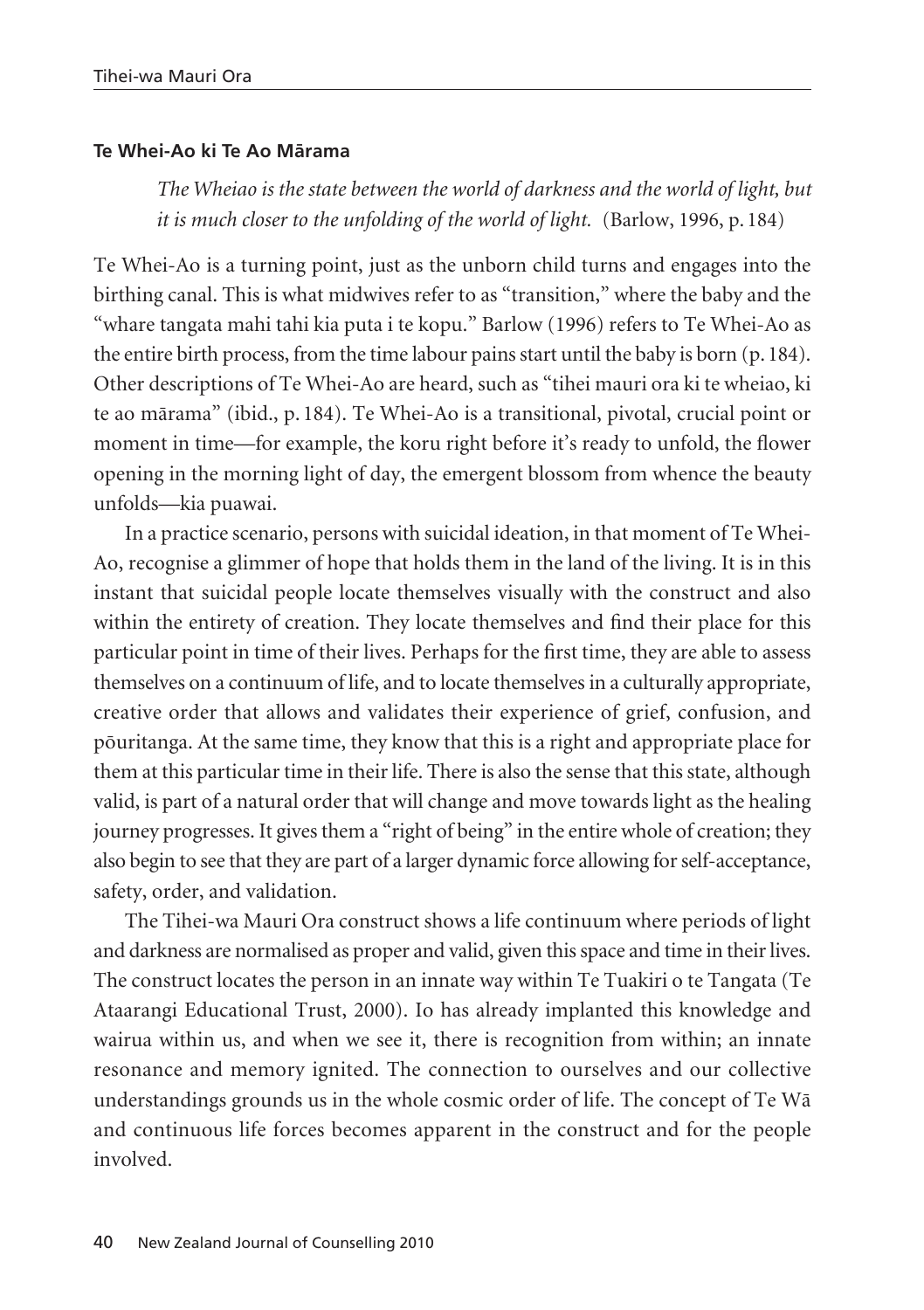**Te Whei-Ao ki Te Ao Mārama**

> *The Wheiao is the state between the world of darkness and the world of light, but it is much closer to the unfolding of the world of light.* (Barlow, 1996, p. 184)

Te Whei-Ao is a turning point, just as the unborn child turns and engages into the birthing canal. This is what midwives refer to as "transition," where the baby and the "whare tangata mahi tahi kia puta i te kopu." Barlow (1996) refers to Te Whei-Ao as the entire birth process, from the time labour pains start until the baby is born (p. 184). Other descriptions of Te Whei-Ao are heard, such as "tihei mauri ora ki te wheiao, ki te ao mārama" (ibid., p. 184). Te Whei-Ao is a transitional, pivotal, crucial point or moment in time—for example, the koru right before it's ready to unfold, the flower opening in the morning light of day, the emergent blossom from whence the beauty unfolds—kia puawai.

In a practice scenario, persons with suicidal ideation, in that moment of Te Whei-Ao, recognise a glimmer of hope that holds them in the land of the living. It is in this instant that suicidal people locate themselves visually with the construct and also within the entirety of creation. They locate themselves and find their place for this particular point in time of their lives. Perhaps for the first time, they are able to assess themselves on a continuum of life, and to locate themselves in a culturally appropriate, creative order that allows and validates their experience of grief, confusion, and pōuritanga. At the same time, they know that this is a right and appropriate place for them at this particular time in their life. There is also the sense that this state, although valid, is part of a natural order that will change and move towards light as the healing journey progresses. It gives them a "right of being" in the entire whole of creation; they also begin to see that they are part of a larger dynamic force allowing for self-acceptance, safety, order, and validation.

The Tihei-wa Mauri Ora construct shows a life continuum where periods of light and darkness are normalised as proper and valid, given this space and time in their lives. The construct locates the person in an innate way within Te Tuakiri o te Tangata (Te Ataarangi Educational Trust, 2000). Io has already implanted this knowledge and wairua within us, and when we see it, there is recognition from within; an innate resonance and memory ignited. The connection to ourselves and our collective understandings grounds us in the whole cosmic order of life. The concept of Te Wā and continuous life forces becomes apparent in the construct and for the people involved.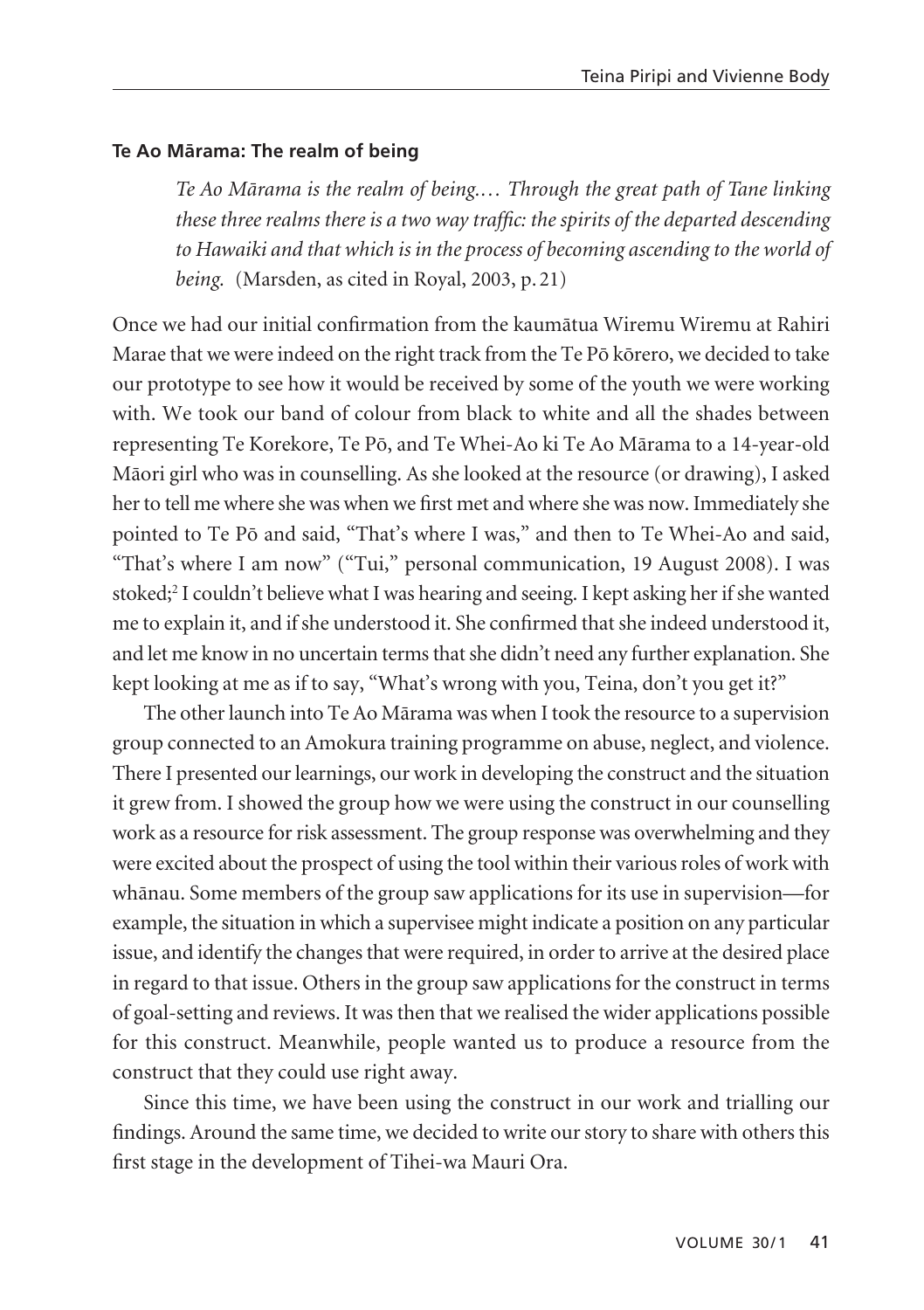#### Te Ao Mārama: The realm of being

> *Te Ao Mārama is the realm of being.… Through the great path of Tane linking these three realms there is a two way traffic: the spirits of the departed descending to Hawaiki and that which is in the process of becoming ascending to the world of being.* (Marsden, as cited in Royal, 2003, p. 21)

Once we had our initial confirmation from the kaumātua Wiremu Wiremu at Rahiri Marae that we were indeed on the right track from the Te Pō kōrero, we decided to take our prototype to see how it would be received by some of the youth we were working with. We took our band of colour from black to white and all the shades between representing Te Korekore, Te Pō, and Te Whei-Ao ki Te Ao Mārama to a 14-year-old Māori girl who was in counselling. As she looked at the resource (or drawing), I asked her to tell me where she was when we first met and where she was now. Immediately she pointed to Te Pō and said, "That's where I was," and then to Te Whei-Ao and said, "That's where I am now" ("Tui," personal communication, 19 August 2008). I was stoked;[2] I couldn't believe what I was hearing and seeing. I kept asking her if she wanted me to explain it, and if she understood it. She confirmed that she indeed understood it, and let me know in no uncertain terms that she didn't need any further explanation. She kept looking at me as if to say, "What's wrong with you, Teina, don't you get it?"

The other launch into Te Ao Mārama was when I took the resource to a supervision group connected to an Amokura training programme on abuse, neglect, and violence. There I presented our learnings, our work in developing the construct and the situation it grew from. I showed the group how we were using the construct in our counselling work as a resource for risk assessment. The group response was overwhelming and they were excited about the prospect of using the tool within their various roles of work with whānau. Some members of the group saw applications for its use in supervision—for example, the situation in which a supervisee might indicate a position on any particular issue, and identify the changes that were required, in order to arrive at the desired place in regard to that issue. Others in the group saw applications for the construct in terms of goal-setting and reviews. It was then that we realised the wider applications possible for this construct. Meanwhile, people wanted us to produce a resource from the construct that they could use right away.

Since this time, we have been using the construct in our work and trialling our findings. Around the same time, we decided to write our story to share with others this first stage in the development of Tihei-wa Mauri Ora.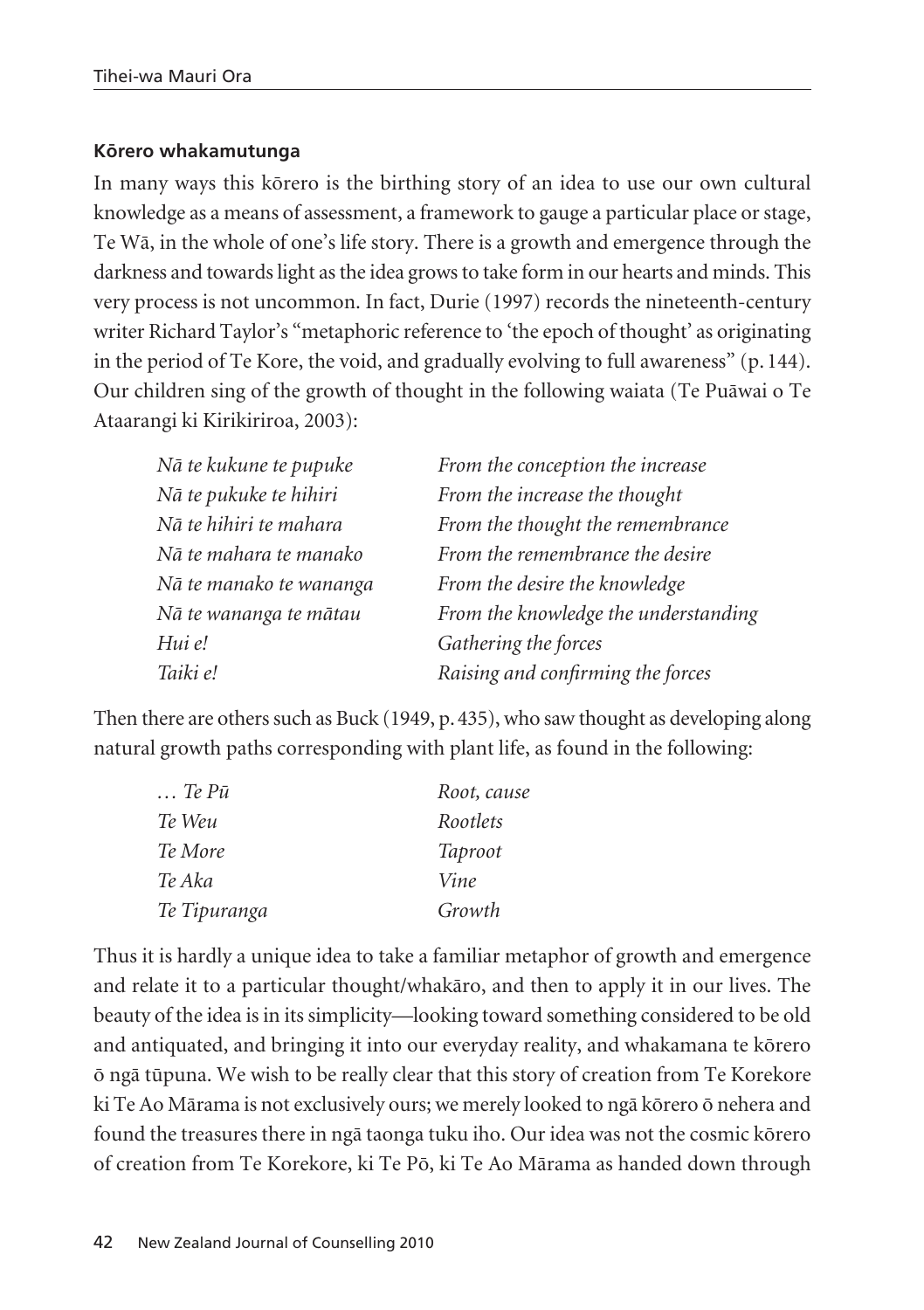**Kōrero whakamutunga**

In many ways this kōrero is the birthing story of an idea to use our own cultural knowledge as a means of assessment, a framework to gauge a particular place or stage, Te Wā, in the whole of one's life story. There is a growth and emergence through the darkness and towards light as the idea grows to take form in our hearts and minds. This very process is not uncommon. In fact, Durie (1997) records the nineteenth-century writer Richard Taylor's "metaphoric reference to 'the epoch of thought' as originating in the period of Te Kore, the void, and gradually evolving to full awareness" (p. 144). Our children sing of the growth of thought in the following waiata (Te Puāwai o Te Ataarangi ki Kirikiriroa, 2003):

| | |
|---|---|
| *Nā te kukune te pupuke* | *From the conception the increase* |
| *Nā te pukuke te hihiri* | *From the increase the thought* |
| *Nā te hihiri te mahara* | *From the thought the remembrance* |
| *Nā te mahara te manako* | *From the remembrance the desire* |
| *Nā te manako te wananga* | *From the desire the knowledge* |
| *Nā te wananga te mātau* | *From the knowledge the understanding* |
| *Hui e!* | *Gathering the forces* |
| *Taiki e!* | *Raising and confirming the forces* |

Then there are others such as Buck (1949, p. 435), who saw thought as developing along natural growth paths corresponding with plant life, as found in the following:

| | |
|---|---|
| *… Te Pū* | *Root, cause* |
| *Te Weu* | *Rootlets* |
| *Te More* | *Taproot* |
| *Te Aka* | *Vine* |
| *Te Tipuranga* | *Growth* |

Thus it is hardly a unique idea to take a familiar metaphor of growth and emergence and relate it to a particular thought/whakāro, and then to apply it in our lives. The beauty of the idea is in its simplicity—looking toward something considered to be old and antiquated, and bringing it into our everyday reality, and whakamana te kōrero ō ngā tūpuna. We wish to be really clear that this story of creation from Te Korekore ki Te Ao Mārama is not exclusively ours; we merely looked to ngā kōrero ō nehera and found the treasures there in ngā taonga tuku iho. Our idea was not the cosmic kōrero of creation from Te Korekore, ki Te Pō, ki Te Ao Mārama as handed down through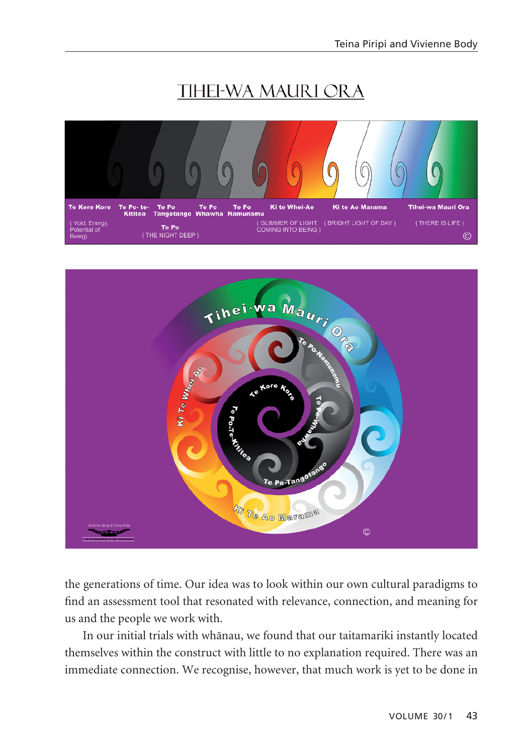# TIHEI-WA MAURI ORA

| Te Kore Kore | Te Po- te-Kititea | Te Po Tangotango | Te Po Whawha | Te Po Namunamu | Ki te Whei-Ao | Ki te Ao Marama | Tihei-wa Mauri Ora |
|---|---|---|---|---|---|---|---|
| ( Void, Energy, Potential of Being) | Te Po ( THE NIGHT DEEP ) | | | | ( GLIMMER OF LIGHT, COMING INTO BEING ) | ( BRIGHT LIGHT OF DAY ) | ( THERE IS LIFE ) |

©

Tihei-wa Mauri Ora — Te Po-Namunamu — Te Po-Whawha — Te Po-Tangotango — Te Po-Te-Kititea — Te Kore Kore — Ki Te Whei-Ao — Ki Te Ao Marama

Vivienne Body & Teina Piripi

TE RUNANGA O TE RARAWA

©

the generations of time. Our idea was to look within our own cultural paradigms to find an assessment tool that resonated with relevance, connection, and meaning for us and the people we work with.

In our initial trials with whānau, we found that our taitamariki instantly located themselves within the construct with little to no explanation required. There was an immediate connection. We recognise, however, that much work is yet to be done in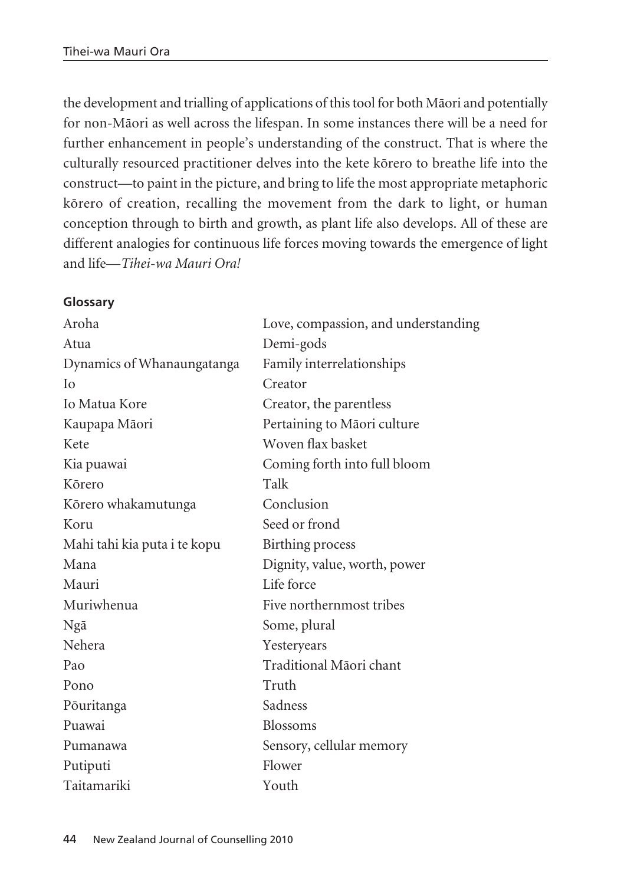the development and trialling of applications of this tool for both Māori and potentially for non-Māori as well across the lifespan. In some instances there will be a need for further enhancement in people's understanding of the construct. That is where the culturally resourced practitioner delves into the kete kōrero to breathe life into the construct—to paint in the picture, and bring to life the most appropriate metaphoric kōrero of creation, recalling the movement from the dark to light, or human conception through to birth and growth, as plant life also develops. All of these are different analogies for continuous life forces moving towards the emergence of light and life—*Tihei-wa Mauri Ora!*

**Glossary**

| | |
|---|---|
| Aroha | Love, compassion, and understanding |
| Atua | Demi-gods |
| Dynamics of Whanaungatanga | Family interrelationships |
| Io | Creator |
| Io Matua Kore | Creator, the parentless |
| Kaupapa Māori | Pertaining to Māori culture |
| Kete | Woven flax basket |
| Kia puawai | Coming forth into full bloom |
| Kōrero | Talk |
| Kōrero whakamutunga | Conclusion |
| Koru | Seed or frond |
| Mahi tahi kia puta i te kopu | Birthing process |
| Mana | Dignity, value, worth, power |
| Mauri | Life force |
| Muriwhenua | Five northernmost tribes |
| Ngā | Some, plural |
| Nehera | Yesteryears |
| Pao | Traditional Māori chant |
| Pono | Truth |
| Pōuritanga | Sadness |
| Puawai | Blossoms |
| Pumanawa | Sensory, cellular memory |
| Putiputi | Flower |
| Taitamariki | Youth |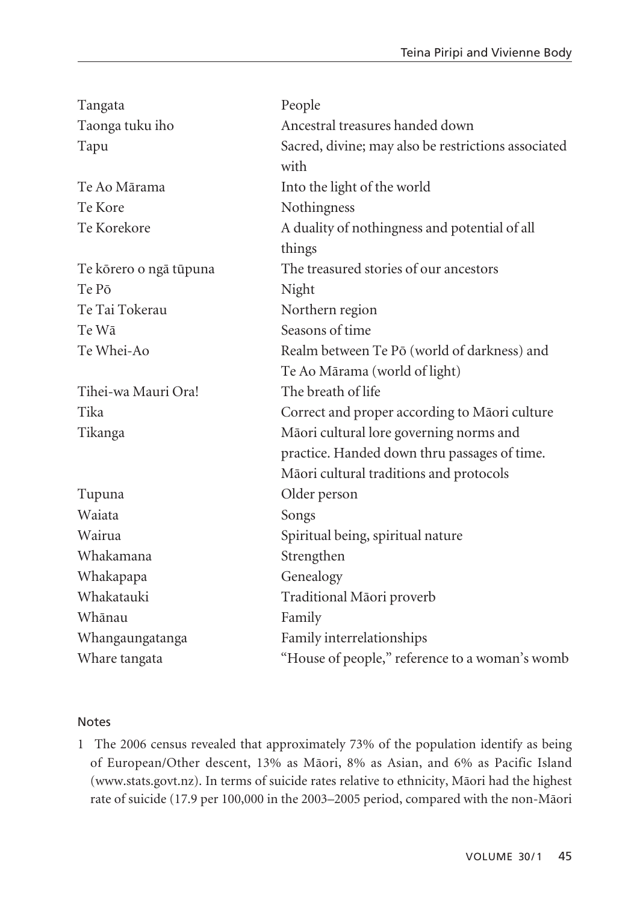| | |
|---|---|
| Tangata | People |
| Taonga tuku iho | Ancestral treasures handed down |
| Tapu | Sacred, divine; may also be restrictions associated with |
| Te Ao Mārama | Into the light of the world |
| Te Kore | Nothingness |
| Te Korekore | A duality of nothingness and potential of all things |
| Te kōrero o ngā tūpuna | The treasured stories of our ancestors |
| Te Pō | Night |
| Te Tai Tokerau | Northern region |
| Te Wā | Seasons of time |
| Te Whei-Ao | Realm between Te Pō (world of darkness) and Te Ao Mārama (world of light) |
| Tihei-wa Mauri Ora! | The breath of life |
| Tika | Correct and proper according to Māori culture |
| Tikanga | Māori cultural lore governing norms and practice. Handed down thru passages of time. Māori cultural traditions and protocols |
| Tupuna | Older person |
| Waiata | Songs |
| Wairua | Spiritual being, spiritual nature |
| Whakamana | Strengthen |
| Whakapapa | Genealogy |
| Whakatauki | Traditional Māori proverb |
| Whānau | Family |
| Whangaungatanga | Family interrelationships |
| Whare tangata | "House of people," reference to a woman's womb |

## Notes

1 The 2006 census revealed that approximately 73% of the population identify as being of European/Other descent, 13% as Māori, 8% as Asian, and 6% as Pacific Island (www.stats.govt.nz). In terms of suicide rates relative to ethnicity, Māori had the highest rate of suicide (17.9 per 100,000 in the 2003–2005 period, compared with the non-Māori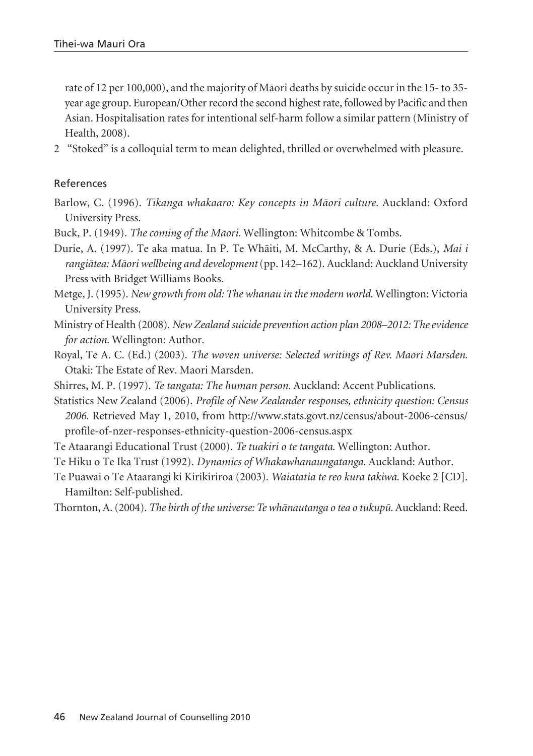rate of 12 per 100,000), and the majority of Māori deaths by suicide occur in the 15- to 35-year age group. European/Other record the second highest rate, followed by Pacific and then Asian. Hospitalisation rates for intentional self-harm follow a similar pattern (Ministry of Health, 2008).

2 "Stoked" is a colloquial term to mean delighted, thrilled or overwhelmed with pleasure.

## References

Barlow, C. (1996). *Tikanga whakaaro: Key concepts in Māori culture.* Auckland: Oxford University Press.

Buck, P. (1949). *The coming of the Māori.* Wellington: Whitcombe & Tombs.

Durie, A. (1997). Te aka matua. In P. Te Whāiti, M. McCarthy, & A. Durie (Eds.), *Mai i rangiātea: Māori wellbeing and development* (pp. 142–162). Auckland: Auckland University Press with Bridget Williams Books.

Metge, J. (1995). *New growth from old: The whanau in the modern world.* Wellington: Victoria University Press.

Ministry of Health (2008). *New Zealand suicide prevention action plan 2008–2012: The evidence for action.* Wellington: Author.

Royal, Te A. C. (Ed.) (2003). *The woven universe: Selected writings of Rev. Maori Marsden.* Otaki: The Estate of Rev. Maori Marsden.

Shirres, M. P. (1997). *Te tangata: The human person.* Auckland: Accent Publications.

Statistics New Zealand (2006). *Profile of New Zealander responses, ethnicity question: Census 2006.* Retrieved May 1, 2010, from http://www.stats.govt.nz/census/about-2006-census/profile-of-nzer-responses-ethnicity-question-2006-census.aspx

Te Ataarangi Educational Trust (2000). *Te tuakiri o te tangata.* Wellington: Author.

Te Hiku o Te Ika Trust (1992). *Dynamics of Whakawhanaungatanga.* Auckland: Author.

Te Puāwai o Te Ataarangi ki Kirikiriroa (2003). *Waiatatia te reo kura takiwā.* Kōeke 2 [CD]. Hamilton: Self-published.

Thornton, A. (2004). *The birth of the universe: Te whānautanga o tea o tukupū.* Auckland: Reed.